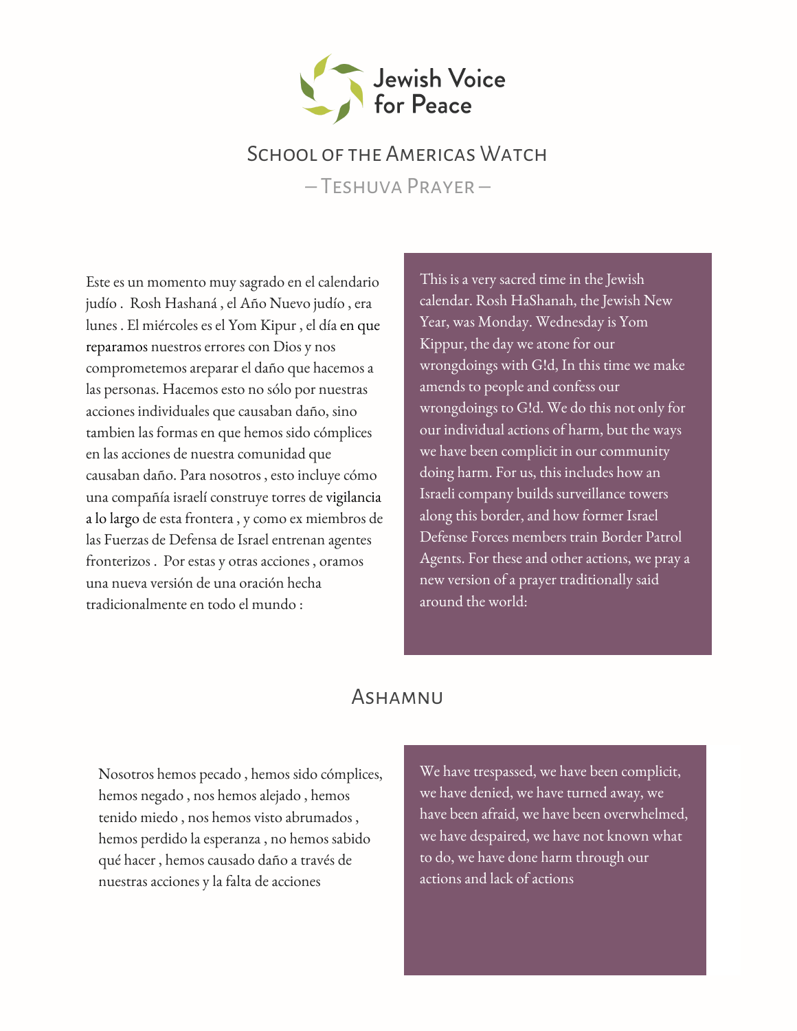Jewish Voice for Peace

# School of the Americas Watch

## — Teshuva Prayer —

Este es un momento muy sagrado en el calendario judío . Rosh Hashaná , el Año Nuevo judío , era lunes . El miércoles es el Yom Kipur , el día en que reparamos nuestros errores con Dios y nos comprometemos areparar el daño que hacemos a las personas. Hacemos esto no sólo por nuestras acciones individuales que causaban daño, sino tambien las formas en que hemos sido cómplices en las acciones de nuestra comunidad que causaban daño. Para nosotros , esto incluye cómo una compañía israelí construye torres de vigilancia a lo largo de esta frontera , y como ex miembros de las Fuerzas de Defensa de Israel entrenan agentes fronterizos . Por estas y otras acciones , oramos una nueva versión de una oración hecha tradicionalmente en todo el mundo :

This is a very sacred time in the Jewish calendar. Rosh HaShanah, the Jewish New Year, was Monday. Wednesday is Yom Kippur, the day we atone for our wrongdoings with G!d, In this time we make amends to people and confess our wrongdoings to G!d. We do this not only for our individual actions of harm, but the ways we have been complicit in our community doing harm. For us, this includes how an Israeli company builds surveillance towers along this border, and how former Israel Defense Forces members train Border Patrol Agents. For these and other actions, we pray a new version of a prayer traditionally said around the world:

## Ashamnu

Nosotros hemos pecado , hemos sido cómplices, hemos negado , nos hemos alejado , hemos tenido miedo , nos hemos visto abrumados , hemos perdido la esperanza , no hemos sabido qué hacer , hemos causado daño a través de nuestras acciones y la falta de acciones

We have trespassed, we have been complicit, we have denied, we have turned away, we have been afraid, we have been overwhelmed, we have despaired, we have not known what to do, we have done harm through our actions and lack of actions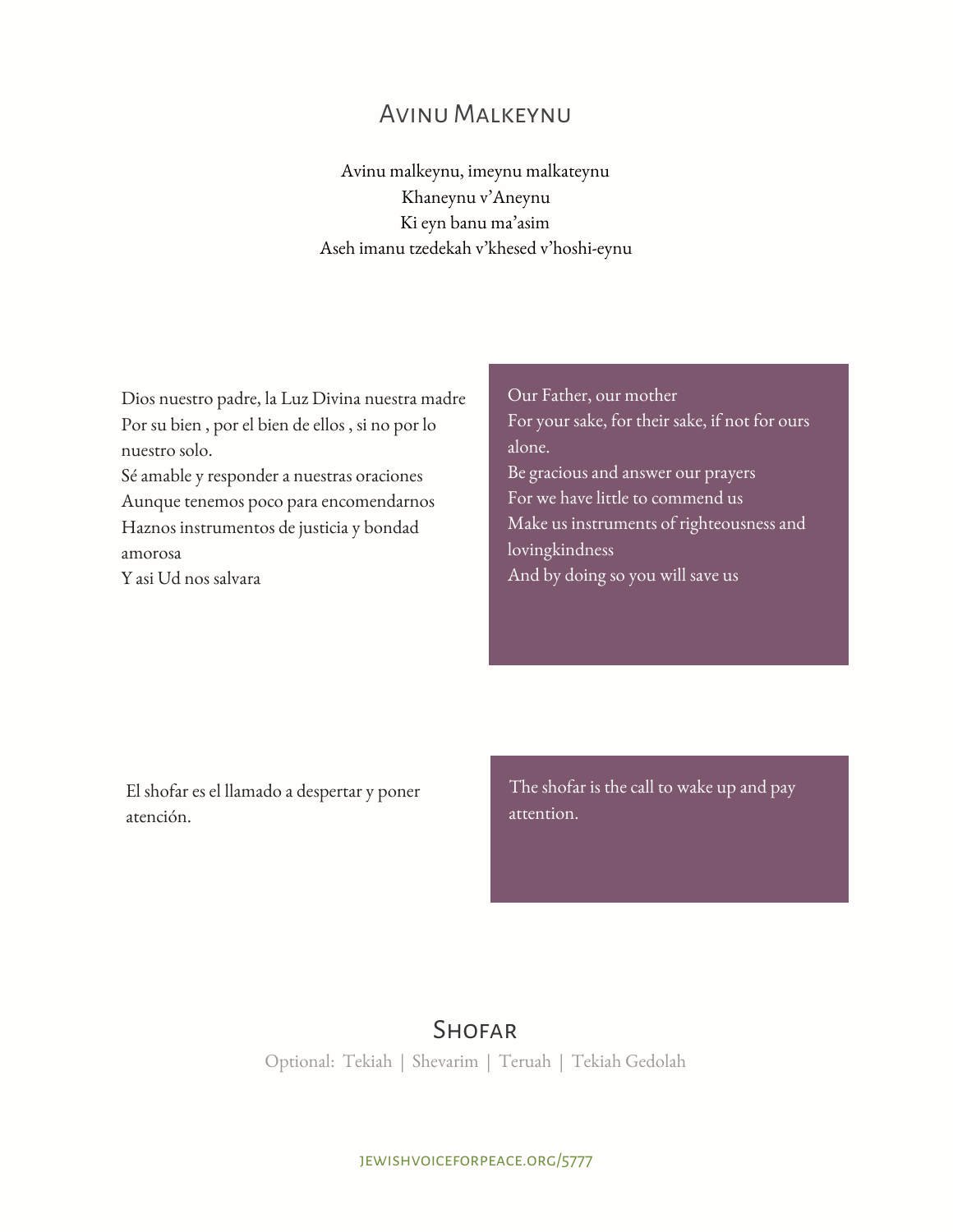## Avinu Malkeynu

Avinu malkeynu, imeynu malkateynu
Khaneynu v'Aneynu
Ki eyn banu ma'asim
Aseh imanu tzedekah v'khesed v'hoshi-eynu

Dios nuestro padre, la Luz Divina nuestra madre
Por su bien , por el bien de ellos , si no por lo nuestro solo.
Sé amable y responder a nuestras oraciones
Aunque tenemos poco para encomendarnos
Haznos instrumentos de justicia y bondad amorosa
Y asi Ud nos salvara

Our Father, our mother
For your sake, for their sake, if not for ours alone.
Be gracious and answer our prayers
For we have little to commend us
Make us instruments of righteousness and lovingkindness
And by doing so you will save us

El shofar es el llamado a despertar y poner atención.

The shofar is the call to wake up and pay attention.

## Shofar

Optional: Tekiah | Shevarim | Teruah | Tekiah Gedolah

jewishvoiceforpeace.org/5777